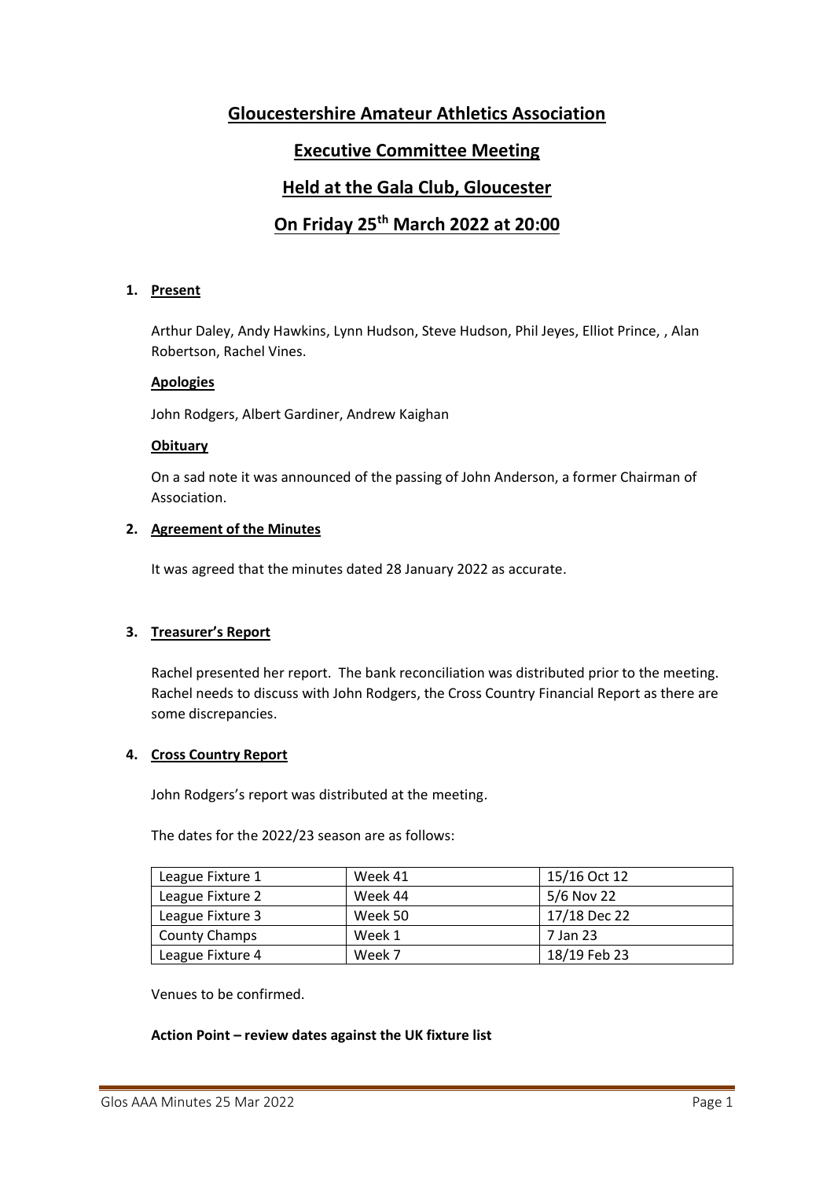# Gloucestershire Amateur Athletics Association

## Executive Committee Meeting

## Held at the Gala Club, Gloucester

## On Friday 25th March 2022 at 20:00

1. **Present**

   Arthur Daley, Andy Hawkins, Lynn Hudson, Steve Hudson, Phil Jeyes, Elliot Prince, , Alan Robertson, Rachel Vines.

   **Apologies**

   John Rodgers, Albert Gardiner, Andrew Kaighan

   **Obituary**

   On a sad note it was announced of the passing of John Anderson, a former Chairman of Association.

2. **Agreement of the Minutes**

   It was agreed that the minutes dated 28 January 2022 as accurate.

3. **Treasurer's Report**

   Rachel presented her report. The bank reconciliation was distributed prior to the meeting. Rachel needs to discuss with John Rodgers, the Cross Country Financial Report as there are some discrepancies.

4. **Cross Country Report**

   John Rodgers's report was distributed at the meeting.

   The dates for the 2022/23 season are as follows:

| League Fixture 1 | Week 41 | 15/16 Oct 12 |
|---|---|---|
| League Fixture 2 | Week 44 | 5/6 Nov 22 |
| League Fixture 3 | Week 50 | 17/18 Dec 22 |
| County Champs | Week 1 | 7 Jan 23 |
| League Fixture 4 | Week 7 | 18/19 Feb 23 |

   Venues to be confirmed.

   **Action Point – review dates against the UK fixture list**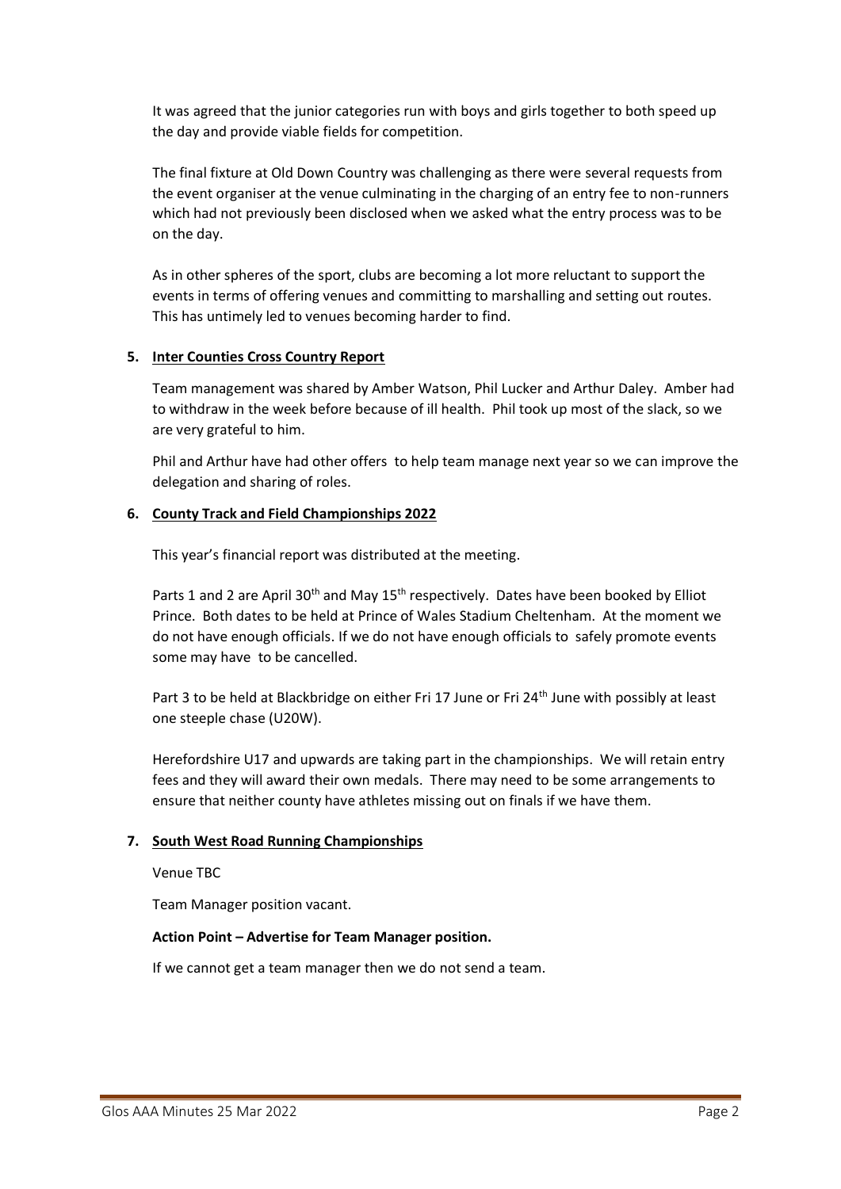It was agreed that the junior categories run with boys and girls together to both speed up the day and provide viable fields for competition.

The final fixture at Old Down Country was challenging as there were several requests from the event organiser at the venue culminating in the charging of an entry fee to non-runners which had not previously been disclosed when we asked what the entry process was to be on the day.

As in other spheres of the sport, clubs are becoming a lot more reluctant to support the events in terms of offering venues and committing to marshalling and setting out routes. This has untimely led to venues becoming harder to find.

5. **Inter Counties Cross Country Report**

Team management was shared by Amber Watson, Phil Lucker and Arthur Daley. Amber had to withdraw in the week before because of ill health. Phil took up most of the slack, so we are very grateful to him.

Phil and Arthur have had other offers to help team manage next year so we can improve the delegation and sharing of roles.

6. **County Track and Field Championships 2022**

This year's financial report was distributed at the meeting.

Parts 1 and 2 are April 30th and May 15th respectively. Dates have been booked by Elliot Prince. Both dates to be held at Prince of Wales Stadium Cheltenham. At the moment we do not have enough officials. If we do not have enough officials to safely promote events some may have to be cancelled.

Part 3 to be held at Blackbridge on either Fri 17 June or Fri 24th June with possibly at least one steeple chase (U20W).

Herefordshire U17 and upwards are taking part in the championships. We will retain entry fees and they will award their own medals. There may need to be some arrangements to ensure that neither county have athletes missing out on finals if we have them.

7. **South West Road Running Championships**

Venue TBC

Team Manager position vacant.

**Action Point – Advertise for Team Manager position.**

If we cannot get a team manager then we do not send a team.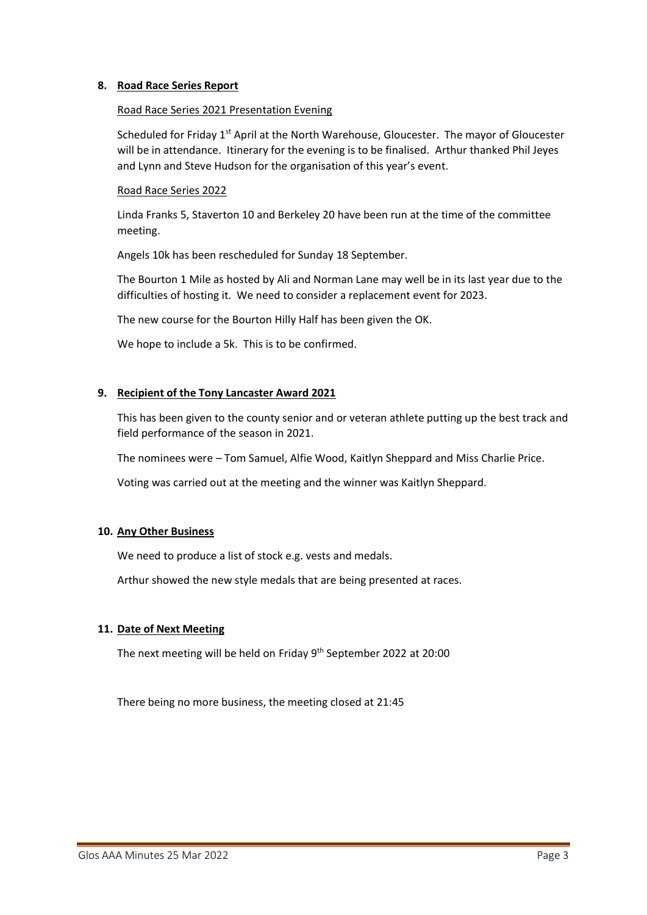## 8. Road Race Series Report

Road Race Series 2021 Presentation Evening

Scheduled for Friday 1st April at the North Warehouse, Gloucester. The mayor of Gloucester will be in attendance. Itinerary for the evening is to be finalised. Arthur thanked Phil Jeyes and Lynn and Steve Hudson for the organisation of this year's event.

Road Race Series 2022

Linda Franks 5, Staverton 10 and Berkeley 20 have been run at the time of the committee meeting.

Angels 10k has been rescheduled for Sunday 18 September.

The Bourton 1 Mile as hosted by Ali and Norman Lane may well be in its last year due to the difficulties of hosting it. We need to consider a replacement event for 2023.

The new course for the Bourton Hilly Half has been given the OK.

We hope to include a 5k. This is to be confirmed.

## 9. Recipient of the Tony Lancaster Award 2021

This has been given to the county senior and or veteran athlete putting up the best track and field performance of the season in 2021.

The nominees were – Tom Samuel, Alfie Wood, Kaitlyn Sheppard and Miss Charlie Price.

Voting was carried out at the meeting and the winner was Kaitlyn Sheppard.

## 10. Any Other Business

We need to produce a list of stock e.g. vests and medals.

Arthur showed the new style medals that are being presented at races.

## 11. Date of Next Meeting

The next meeting will be held on Friday 9th September 2022 at 20:00

There being no more business, the meeting closed at 21:45